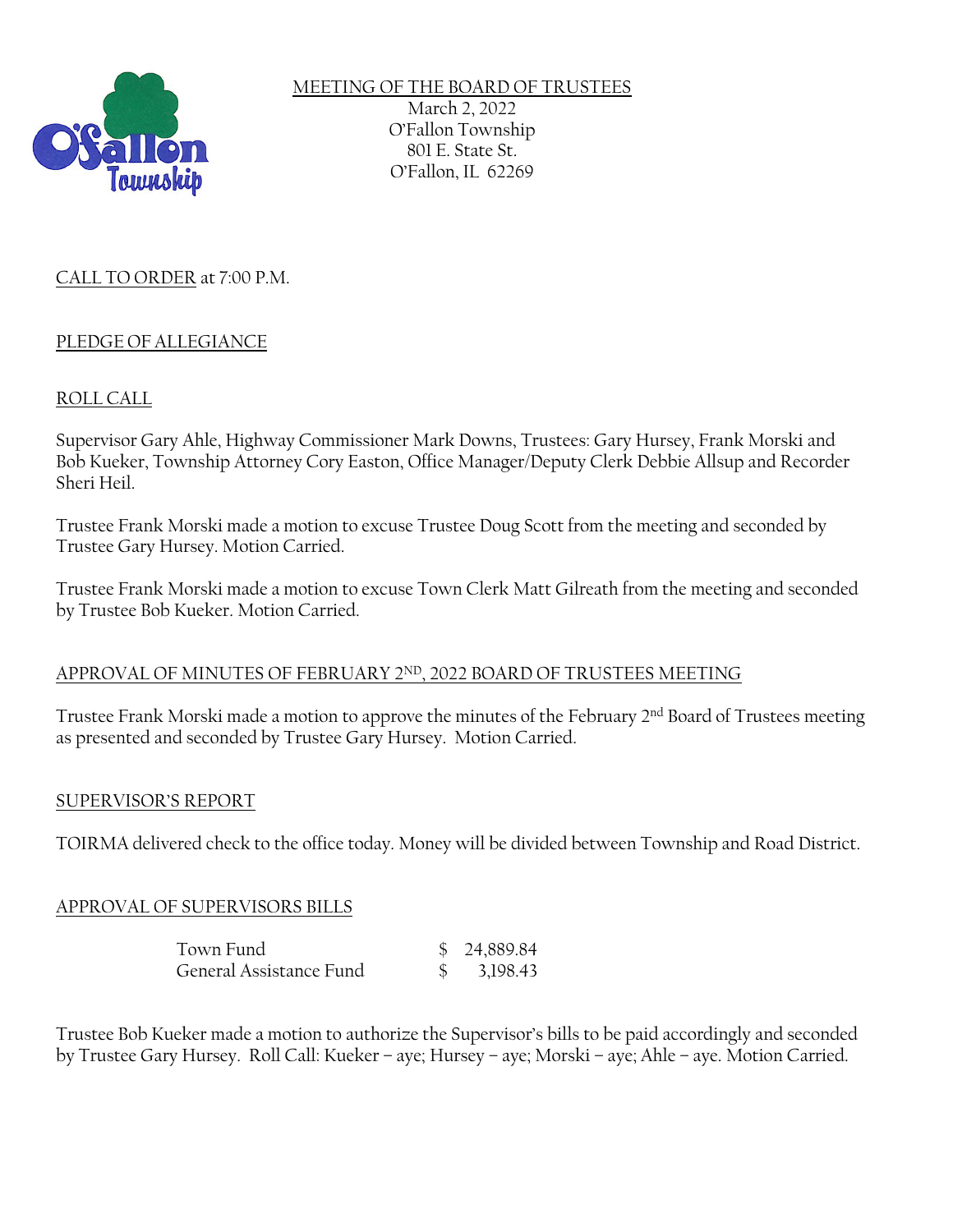# MEETING OF THE BOARD OF TRUSTEES

March 2, 2022
O'Fallon Township
801 E. State St.
O'Fallon, IL 62269

## CALL TO ORDER at 7:00 P.M.

## PLEDGE OF ALLEGIANCE

## ROLL CALL

Supervisor Gary Ahle, Highway Commissioner Mark Downs, Trustees: Gary Hursey, Frank Morski and Bob Kueker, Township Attorney Cory Easton, Office Manager/Deputy Clerk Debbie Allsup and Recorder Sheri Heil.

Trustee Frank Morski made a motion to excuse Trustee Doug Scott from the meeting and seconded by Trustee Gary Hursey. Motion Carried.

Trustee Frank Morski made a motion to excuse Town Clerk Matt Gilreath from the meeting and seconded by Trustee Bob Kueker. Motion Carried.

## APPROVAL OF MINUTES OF FEBRUARY 2ND, 2022 BOARD OF TRUSTEES MEETING

Trustee Frank Morski made a motion to approve the minutes of the February 2nd Board of Trustees meeting as presented and seconded by Trustee Gary Hursey. Motion Carried.

## SUPERVISOR'S REPORT

TOIRMA delivered check to the office today. Money will be divided between Township and Road District.

## APPROVAL OF SUPERVISORS BILLS

| | |
|---|---|
| Town Fund | $ 24,889.84 |
| General Assistance Fund | $ 3,198.43 |

Trustee Bob Kueker made a motion to authorize the Supervisor's bills to be paid accordingly and seconded by Trustee Gary Hursey. Roll Call: Kueker – aye; Hursey – aye; Morski – aye; Ahle – aye. Motion Carried.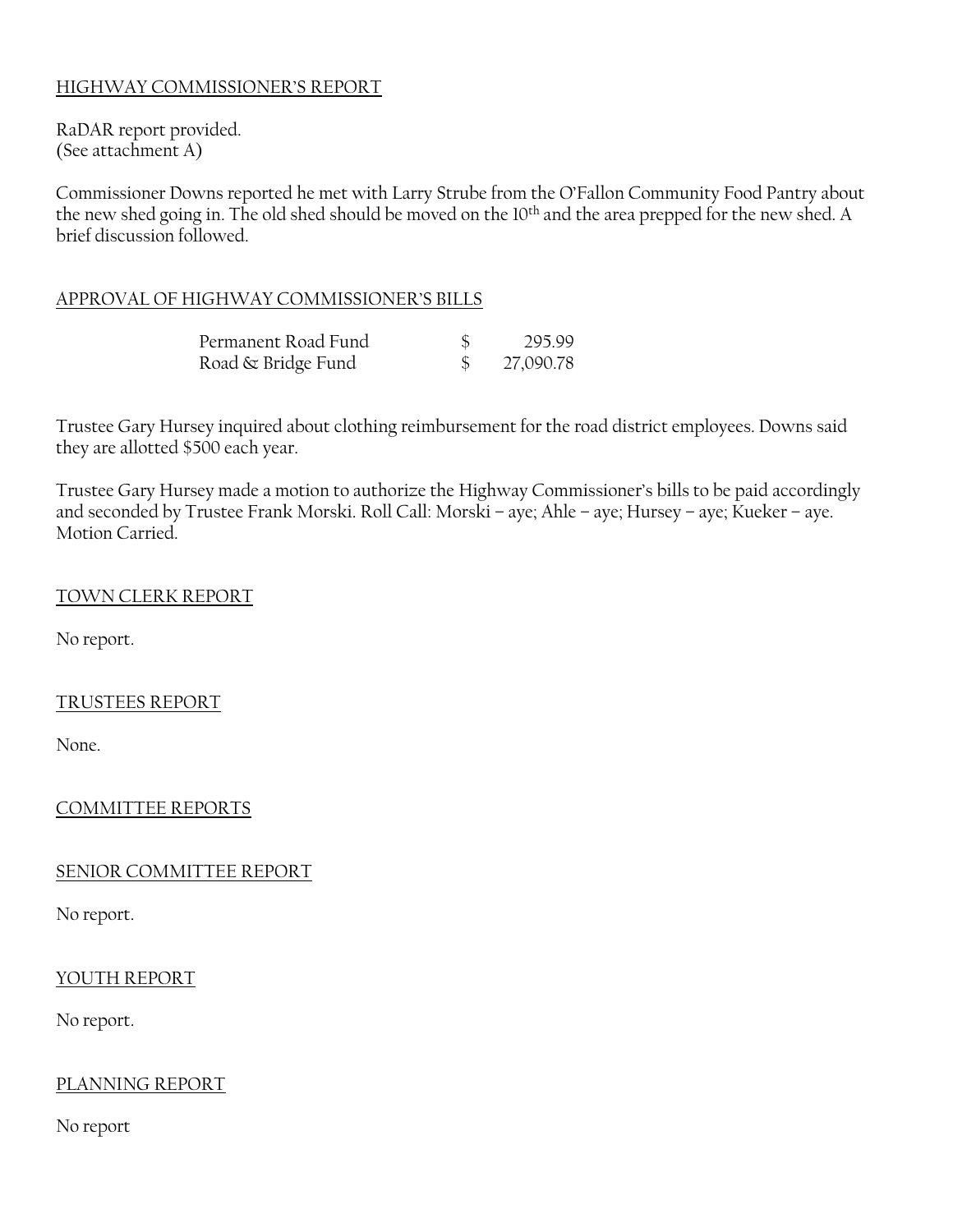HIGHWAY COMMISSIONER'S REPORT

RaDAR report provided.
(See attachment A)

Commissioner Downs reported he met with Larry Strube from the O'Fallon Community Food Pantry about the new shed going in. The old shed should be moved on the 10th and the area prepped for the new shed. A brief discussion followed.

APPROVAL OF HIGHWAY COMMISSIONER'S BILLS

| | | |
|---|---|---|
| Permanent Road Fund | $ | 295.99 |
| Road & Bridge Fund | $ | 27,090.78 |

Trustee Gary Hursey inquired about clothing reimbursement for the road district employees. Downs said they are allotted $500 each year.

Trustee Gary Hursey made a motion to authorize the Highway Commissioner's bills to be paid accordingly and seconded by Trustee Frank Morski. Roll Call: Morski – aye; Ahle – aye; Hursey – aye; Kueker – aye. Motion Carried.

TOWN CLERK REPORT

No report.

TRUSTEES REPORT

None.

COMMITTEE REPORTS

SENIOR COMMITTEE REPORT

No report.

YOUTH REPORT

No report.

PLANNING REPORT

No report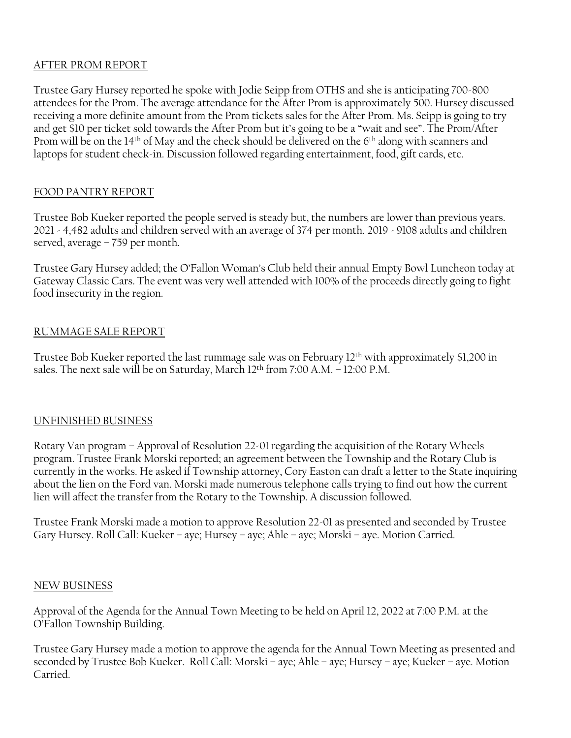## AFTER PROM REPORT

Trustee Gary Hursey reported he spoke with Jodie Seipp from OTHS and she is anticipating 700-800 attendees for the Prom. The average attendance for the After Prom is approximately 500. Hursey discussed receiving a more definite amount from the Prom tickets sales for the After Prom. Ms. Seipp is going to try and get $10 per ticket sold towards the After Prom but it's going to be a "wait and see". The Prom/After Prom will be on the 14th of May and the check should be delivered on the 6th along with scanners and laptops for student check-in. Discussion followed regarding entertainment, food, gift cards, etc.

## FOOD PANTRY REPORT

Trustee Bob Kueker reported the people served is steady but, the numbers are lower than previous years. 2021 - 4,482 adults and children served with an average of 374 per month. 2019 - 9108 adults and children served, average – 759 per month.

Trustee Gary Hursey added; the O'Fallon Woman's Club held their annual Empty Bowl Luncheon today at Gateway Classic Cars. The event was very well attended with 100% of the proceeds directly going to fight food insecurity in the region.

## RUMMAGE SALE REPORT

Trustee Bob Kueker reported the last rummage sale was on February 12th with approximately $1,200 in sales. The next sale will be on Saturday, March 12th from 7:00 A.M. – 12:00 P.M.

## UNFINISHED BUSINESS

Rotary Van program – Approval of Resolution 22-01 regarding the acquisition of the Rotary Wheels program. Trustee Frank Morski reported; an agreement between the Township and the Rotary Club is currently in the works. He asked if Township attorney, Cory Easton can draft a letter to the State inquiring about the lien on the Ford van. Morski made numerous telephone calls trying to find out how the current lien will affect the transfer from the Rotary to the Township. A discussion followed.

Trustee Frank Morski made a motion to approve Resolution 22-01 as presented and seconded by Trustee Gary Hursey. Roll Call: Kueker – aye; Hursey – aye; Ahle – aye; Morski – aye. Motion Carried.

## NEW BUSINESS

Approval of the Agenda for the Annual Town Meeting to be held on April 12, 2022 at 7:00 P.M. at the O'Fallon Township Building.

Trustee Gary Hursey made a motion to approve the agenda for the Annual Town Meeting as presented and seconded by Trustee Bob Kueker. Roll Call: Morski – aye; Ahle – aye; Hursey – aye; Kueker – aye. Motion Carried.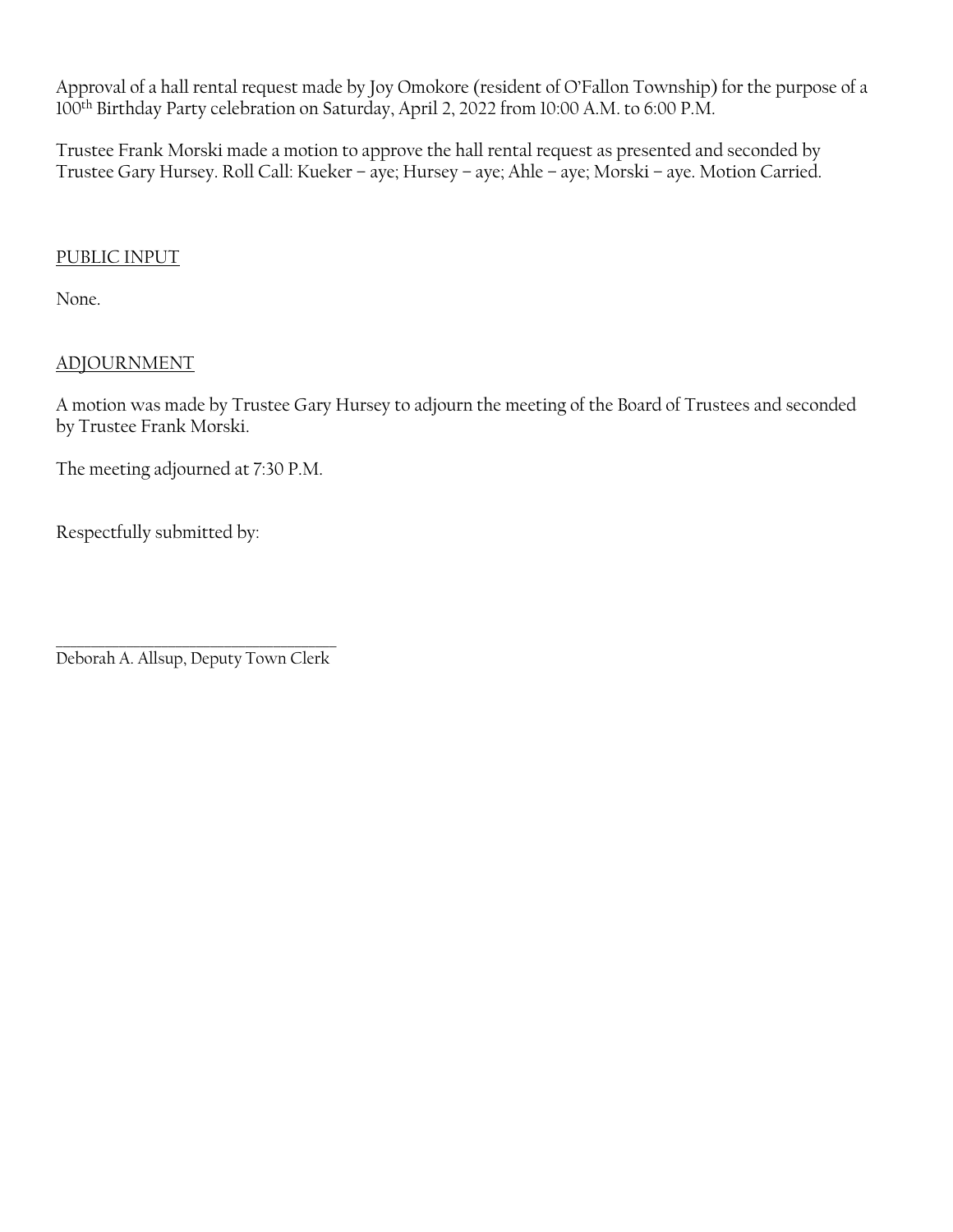Approval of a hall rental request made by Joy Omokore (resident of O'Fallon Township) for the purpose of a 100th Birthday Party celebration on Saturday, April 2, 2022 from 10:00 A.M. to 6:00 P.M.

Trustee Frank Morski made a motion to approve the hall rental request as presented and seconded by Trustee Gary Hursey. Roll Call: Kueker – aye; Hursey – aye; Ahle – aye; Morski – aye. Motion Carried.

PUBLIC INPUT

None.

ADJOURNMENT

A motion was made by Trustee Gary Hursey to adjourn the meeting of the Board of Trustees and seconded by Trustee Frank Morski.

The meeting adjourned at 7:30 P.M.

Respectfully submitted by:

\_\_\_\_\_\_\_\_\_\_\_\_\_\_\_\_\_\_\_\_\_\_\_\_\_\_\_\_\_\_\_\_\_\_\_\_\_\_\_\_

Deborah A. Allsup, Deputy Town Clerk